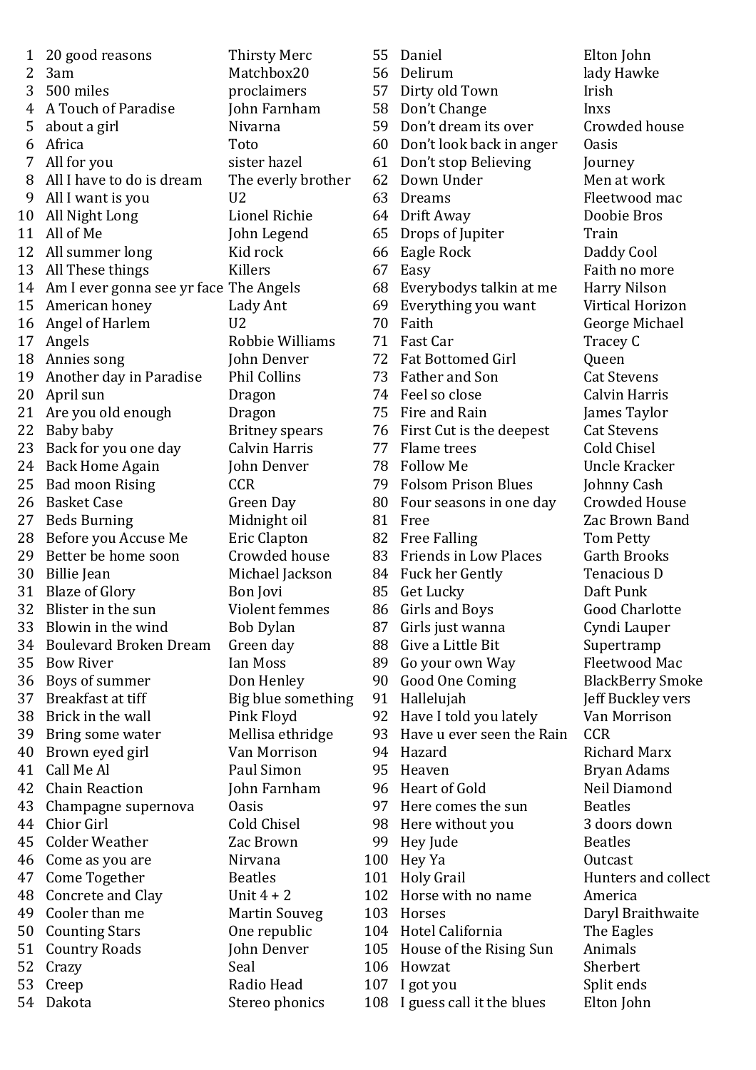| No. | Song | Artist |
|---|---|---|
| 1 | 20 good reasons | Thirsty Merc |
| 2 | 3am | Matchbox20 |
| 3 | 500 miles | proclaimers |
| 4 | A Touch of Paradise | John Farnham |
| 5 | about a girl | Nivarna |
| 6 | Africa | Toto |
| 7 | All for you | sister hazel |
| 8 | All I have to do is dream | The everly brother |
| 9 | All I want is you | U2 |
| 10 | All Night Long | Lionel Richie |
| 11 | All of Me | John Legend |
| 12 | All summer long | Kid rock |
| 13 | All These things | Killers |
| 14 | Am I ever gonna see yr face | The Angels |
| 15 | American honey | Lady Ant |
| 16 | Angel of Harlem | U2 |
| 17 | Angels | Robbie Williams |
| 18 | Annies song | John Denver |
| 19 | Another day in Paradise | Phil Collins |
| 20 | April sun | Dragon |
| 21 | Are you old enough | Dragon |
| 22 | Baby baby | Britney spears |
| 23 | Back for you one day | Calvin Harris |
| 24 | Back Home Again | John Denver |
| 25 | Bad moon Rising | CCR |
| 26 | Basket Case | Green Day |
| 27 | Beds Burning | Midnight oil |
| 28 | Before you Accuse Me | Eric Clapton |
| 29 | Better be home soon | Crowded house |
| 30 | Billie Jean | Michael Jackson |
| 31 | Blaze of Glory | Bon Jovi |
| 32 | Blister in the sun | Violent femmes |
| 33 | Blowin in the wind | Bob Dylan |
| 34 | Boulevard Broken Dream | Green day |
| 35 | Bow River | Ian Moss |
| 36 | Boys of summer | Don Henley |
| 37 | Breakfast at tiff | Big blue something |
| 38 | Brick in the wall | Pink Floyd |
| 39 | Bring some water | Mellisa ethridge |
| 40 | Brown eyed girl | Van Morrison |
| 41 | Call Me Al | Paul Simon |
| 42 | Chain Reaction | John Farnham |
| 43 | Champagne supernova | Oasis |
| 44 | Chior Girl | Cold Chisel |
| 45 | Colder Weather | Zac Brown |
| 46 | Come as you are | Nirvana |
| 47 | Come Together | Beatles |
| 48 | Concrete and Clay | Unit 4 + 2 |
| 49 | Cooler than me | Martin Souveg |
| 50 | Counting Stars | One republic |
| 51 | Country Roads | John Denver |
| 52 | Crazy | Seal |
| 53 | Creep | Radio Head |
| 54 | Dakota | Stereo phonics |
| 55 | Daniel | Elton John |
| 56 | Delirum | lady Hawke |
| 57 | Dirty old Town | Irish |
| 58 | Don't Change | Inxs |
| 59 | Don't dream its over | Crowded house |
| 60 | Don't look back in anger | Oasis |
| 61 | Don't stop Believing | Journey |
| 62 | Down Under | Men at work |
| 63 | Dreams | Fleetwood mac |
| 64 | Drift Away | Doobie Bros |
| 65 | Drops of Jupiter | Train |
| 66 | Eagle Rock | Daddy Cool |
| 67 | Easy | Faith no more |
| 68 | Everybodys talkin at me | Harry Nilson |
| 69 | Everything you want | Virtical Horizon |
| 70 | Faith | George Michael |
| 71 | Fast Car | Tracey C |
| 72 | Fat Bottomed Girl | Queen |
| 73 | Father and Son | Cat Stevens |
| 74 | Feel so close | Calvin Harris |
| 75 | Fire and Rain | James Taylor |
| 76 | First Cut is the deepest | Cat Stevens |
| 77 | Flame trees | Cold Chisel |
| 78 | Follow Me | Uncle Kracker |
| 79 | Folsom Prison Blues | Johnny Cash |
| 80 | Four seasons in one day | Crowded House |
| 81 | Free | Zac Brown Band |
| 82 | Free Falling | Tom Petty |
| 83 | Friends in Low Places | Garth Brooks |
| 84 | Fuck her Gently | Tenacious D |
| 85 | Get Lucky | Daft Punk |
| 86 | Girls and Boys | Good Charlotte |
| 87 | Girls just wanna | Cyndi Lauper |
| 88 | Give a Little Bit | Supertramp |
| 89 | Go your own Way | Fleetwood Mac |
| 90 | Good One Coming | BlackBerry Smoke |
| 91 | Hallelujah | Jeff Buckley vers |
| 92 | Have I told you lately | Van Morrison |
| 93 | Have u ever seen the Rain | CCR |
| 94 | Hazard | Richard Marx |
| 95 | Heaven | Bryan Adams |
| 96 | Heart of Gold | Neil Diamond |
| 97 | Here comes the sun | Beatles |
| 98 | Here without you | 3 doors down |
| 99 | Hey Jude | Beatles |
| 100 | Hey Ya | Outcast |
| 101 | Holy Grail | Hunters and collect |
| 102 | Horse with no name | America |
| 103 | Horses | Daryl Braithwaite |
| 104 | Hotel California | The Eagles |
| 105 | House of the Rising Sun | Animals |
| 106 | Howzat | Sherbert |
| 107 | I got you | Split ends |
| 108 | I guess call it the blues | Elton John |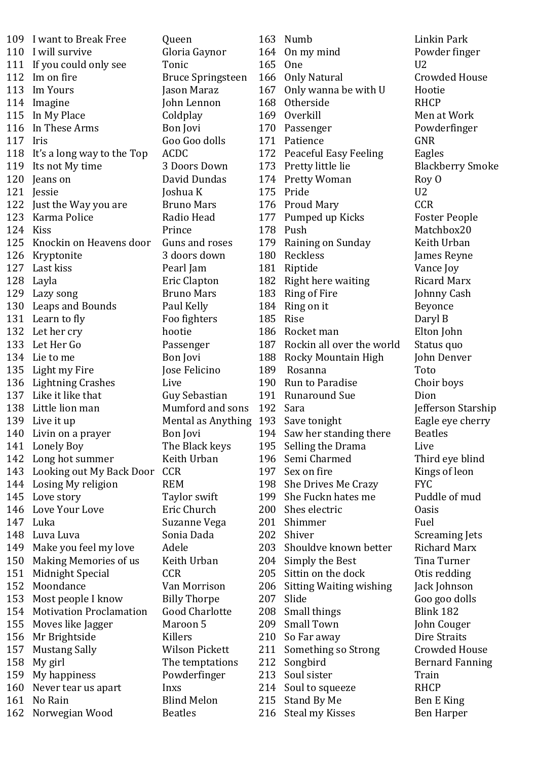| | | |
|---|---|---|
| 109 | I want to Break Free | Queen |
| 110 | I will survive | Gloria Gaynor |
| 111 | If you could only see | Tonic |
| 112 | Im on fire | Bruce Springsteen |
| 113 | Im Yours | Jason Maraz |
| 114 | Imagine | John Lennon |
| 115 | In My Place | Coldplay |
| 116 | In These Arms | Bon Jovi |
| 117 | Iris | Goo Goo dolls |
| 118 | It's a long way to the Top | ACDC |
| 119 | Its not My time | 3 Doors Down |
| 120 | Jeans on | David Dundas |
| 121 | Jessie | Joshua K |
| 122 | Just the Way you are | Bruno Mars |
| 123 | Karma Police | Radio Head |
| 124 | Kiss | Prince |
| 125 | Knockin on Heavens door | Guns and roses |
| 126 | Kryptonite | 3 doors down |
| 127 | Last kiss | Pearl Jam |
| 128 | Layla | Eric Clapton |
| 129 | Lazy song | Bruno Mars |
| 130 | Leaps and Bounds | Paul Kelly |
| 131 | Learn to fly | Foo fighters |
| 132 | Let her cry | hootie |
| 133 | Let Her Go | Passenger |
| 134 | Lie to me | Bon Jovi |
| 135 | Light my Fire | Jose Felicino |
| 136 | Lightning Crashes | Live |
| 137 | Like it like that | Guy Sebastian |
| 138 | Little lion man | Mumford and sons |
| 139 | Live it up | Mental as Anything |
| 140 | Livin on a prayer | Bon Jovi |
| 141 | Lonely Boy | The Black keys |
| 142 | Long hot summer | Keith Urban |
| 143 | Looking out My Back Door | CCR |
| 144 | Losing My religion | REM |
| 145 | Love story | Taylor swift |
| 146 | Love Your Love | Eric Church |
| 147 | Luka | Suzanne Vega |
| 148 | Luva Luva | Sonia Dada |
| 149 | Make you feel my love | Adele |
| 150 | Making Memories of us | Keith Urban |
| 151 | Midnight Special | CCR |
| 152 | Moondance | Van Morrison |
| 153 | Most people I know | Billy Thorpe |
| 154 | Motivation Proclamation | Good Charlotte |
| 155 | Moves like Jagger | Maroon 5 |
| 156 | Mr Brightside | Killers |
| 157 | Mustang Sally | Wilson Pickett |
| 158 | My girl | The temptations |
| 159 | My happiness | Powderfinger |
| 160 | Never tear us apart | Inxs |
| 161 | No Rain | Blind Melon |
| 162 | Norwegian Wood | Beatles |
| 163 | Numb | Linkin Park |
| 164 | On my mind | Powder finger |
| 165 | One | U2 |
| 166 | Only Natural | Crowded House |
| 167 | Only wanna be with U | Hootie |
| 168 | Otherside | RHCP |
| 169 | Overkill | Men at Work |
| 170 | Passenger | Powderfinger |
| 171 | Patience | GNR |
| 172 | Peaceful Easy Feeling | Eagles |
| 173 | Pretty little lie | Blackberry Smoke |
| 174 | Pretty Woman | Roy O |
| 175 | Pride | U2 |
| 176 | Proud Mary | CCR |
| 177 | Pumped up Kicks | Foster People |
| 178 | Push | Matchbox20 |
| 179 | Raining on Sunday | Keith Urban |
| 180 | Reckless | James Reyne |
| 181 | Riptide | Vance Joy |
| 182 | Right here waiting | Ricard Marx |
| 183 | Ring of Fire | Johnny Cash |
| 184 | Ring on it | Beyonce |
| 185 | Rise | Daryl B |
| 186 | Rocket man | Elton John |
| 187 | Rockin all over the world | Status quo |
| 188 | Rocky Mountain High | John Denver |
| 189 | Rosanna | Toto |
| 190 | Run to Paradise | Choir boys |
| 191 | Runaround Sue | Dion |
| 192 | Sara | Jefferson Starship |
| 193 | Save tonight | Eagle eye cherry |
| 194 | Saw her standing there | Beatles |
| 195 | Selling the Drama | Live |
| 196 | Semi Charmed | Third eye blind |
| 197 | Sex on fire | Kings of leon |
| 198 | She Drives Me Crazy | FYC |
| 199 | She Fuckn hates me | Puddle of mud |
| 200 | Shes electric | Oasis |
| 201 | Shimmer | Fuel |
| 202 | Shiver | Screaming Jets |
| 203 | Shouldve known better | Richard Marx |
| 204 | Simply the Best | Tina Turner |
| 205 | Sittin on the dock | Otis redding |
| 206 | Sitting Waiting wishing | Jack Johnson |
| 207 | Slide | Goo goo dolls |
| 208 | Small things | Blink 182 |
| 209 | Small Town | John Couger |
| 210 | So Far away | Dire Straits |
| 211 | Something so Strong | Crowded House |
| 212 | Songbird | Bernard Fanning |
| 213 | Soul sister | Train |
| 214 | Soul to squeeze | RHCP |
| 215 | Stand By Me | Ben E King |
| 216 | Steal my Kisses | Ben Harper |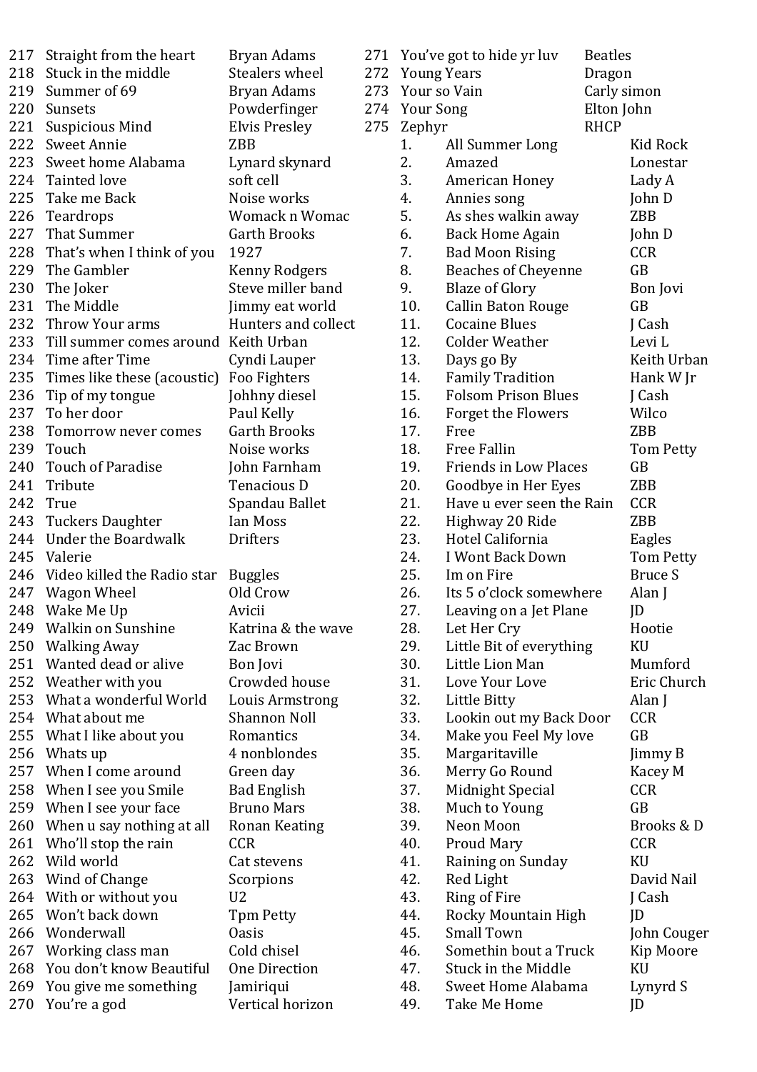| # | Song | Artist |
|---|---|---|
| 217 | Straight from the heart | Bryan Adams |
| 218 | Stuck in the middle | Stealers wheel |
| 219 | Summer of 69 | Bryan Adams |
| 220 | Sunsets | Powderfinger |
| 221 | Suspicious Mind | Elvis Presley |
| 222 | Sweet Annie | ZBB |
| 223 | Sweet home Alabama | Lynard skynard |
| 224 | Tainted love | soft cell |
| 225 | Take me Back | Noise works |
| 226 | Teardrops | Womack n Womac |
| 227 | That Summer | Garth Brooks |
| 228 | That's when I think of you | 1927 |
| 229 | The Gambler | Kenny Rodgers |
| 230 | The Joker | Steve miller band |
| 231 | The Middle | Jimmy eat world |
| 232 | Throw Your arms | Hunters and collect |
| 233 | Till summer comes around | Keith Urban |
| 234 | Time after Time | Cyndi Lauper |
| 235 | Times like these (acoustic) | Foo Fighters |
| 236 | Tip of my tongue | Johhny diesel |
| 237 | To her door | Paul Kelly |
| 238 | Tomorrow never comes | Garth Brooks |
| 239 | Touch | Noise works |
| 240 | Touch of Paradise | John Farnham |
| 241 | Tribute | Tenacious D |
| 242 | True | Spandau Ballet |
| 243 | Tuckers Daughter | Ian Moss |
| 244 | Under the Boardwalk | Drifters |
| 245 | Valerie | |
| 246 | Video killed the Radio star | Buggles |
| 247 | Wagon Wheel | Old Crow |
| 248 | Wake Me Up | Avicii |
| 249 | Walkin on Sunshine | Katrina & the wave |
| 250 | Walking Away | Zac Brown |
| 251 | Wanted dead or alive | Bon Jovi |
| 252 | Weather with you | Crowded house |
| 253 | What a wonderful World | Louis Armstrong |
| 254 | What about me | Shannon Noll |
| 255 | What I like about you | Romantics |
| 256 | Whats up | 4 nonblondes |
| 257 | When I come around | Green day |
| 258 | When I see you Smile | Bad English |
| 259 | When I see your face | Bruno Mars |
| 260 | When u say nothing at all | Ronan Keating |
| 261 | Who'll stop the rain | CCR |
| 262 | Wild world | Cat stevens |
| 263 | Wind of Change | Scorpions |
| 264 | With or without you | U2 |
| 265 | Won't back down | Tpm Petty |
| 266 | Wonderwall | Oasis |
| 267 | Working class man | Cold chisel |
| 268 | You don't know Beautiful | One Direction |
| 269 | You give me something | Jamiriqui |
| 270 | You're a god | Vertical horizon |
| 271 | You've got to hide yr luv | Beatles |
| 272 | Young Years | Dragon |
| 273 | Your so Vain | Carly simon |
| 274 | Your Song | Elton John |
| 275 | Zephyr | RHCP |

| # | Song | Artist |
|---|---|---|
| 1. | All Summer Long | Kid Rock |
| 2. | Amazed | Lonestar |
| 3. | American Honey | Lady A |
| 4. | Annies song | John D |
| 5. | As shes walkin away | ZBB |
| 6. | Back Home Again | John D |
| 7. | Bad Moon Rising | CCR |
| 8. | Beaches of Cheyenne | GB |
| 9. | Blaze of Glory | Bon Jovi |
| 10. | Callin Baton Rouge | GB |
| 11. | Cocaine Blues | J Cash |
| 12. | Colder Weather | Levi L |
| 13. | Days go By | Keith Urban |
| 14. | Family Tradition | Hank W Jr |
| 15. | Folsom Prison Blues | J Cash |
| 16. | Forget the Flowers | Wilco |
| 17. | Free | ZBB |
| 18. | Free Fallin | Tom Petty |
| 19. | Friends in Low Places | GB |
| 20. | Goodbye in Her Eyes | ZBB |
| 21. | Have u ever seen the Rain | CCR |
| 22. | Highway 20 Ride | ZBB |
| 23. | Hotel California | Eagles |
| 24. | I Wont Back Down | Tom Petty |
| 25. | Im on Fire | Bruce S |
| 26. | Its 5 o'clock somewhere | Alan J |
| 27. | Leaving on a Jet Plane | JD |
| 28. | Let Her Cry | Hootie |
| 29. | Little Bit of everything | KU |
| 30. | Little Lion Man | Mumford |
| 31. | Love Your Love | Eric Church |
| 32. | Little Bitty | Alan J |
| 33. | Lookin out my Back Door | CCR |
| 34. | Make you Feel My love | GB |
| 35. | Margaritaville | Jimmy B |
| 36. | Merry Go Round | Kacey M |
| 37. | Midnight Special | CCR |
| 38. | Much to Young | GB |
| 39. | Neon Moon | Brooks & D |
| 40. | Proud Mary | CCR |
| 41. | Raining on Sunday | KU |
| 42. | Red Light | David Nail |
| 43. | Ring of Fire | J Cash |
| 44. | Rocky Mountain High | JD |
| 45. | Small Town | John Couger |
| 46. | Somethin bout a Truck | Kip Moore |
| 47. | Stuck in the Middle | KU |
| 48. | Sweet Home Alabama | Lynyrd S |
| 49. | Take Me Home | JD |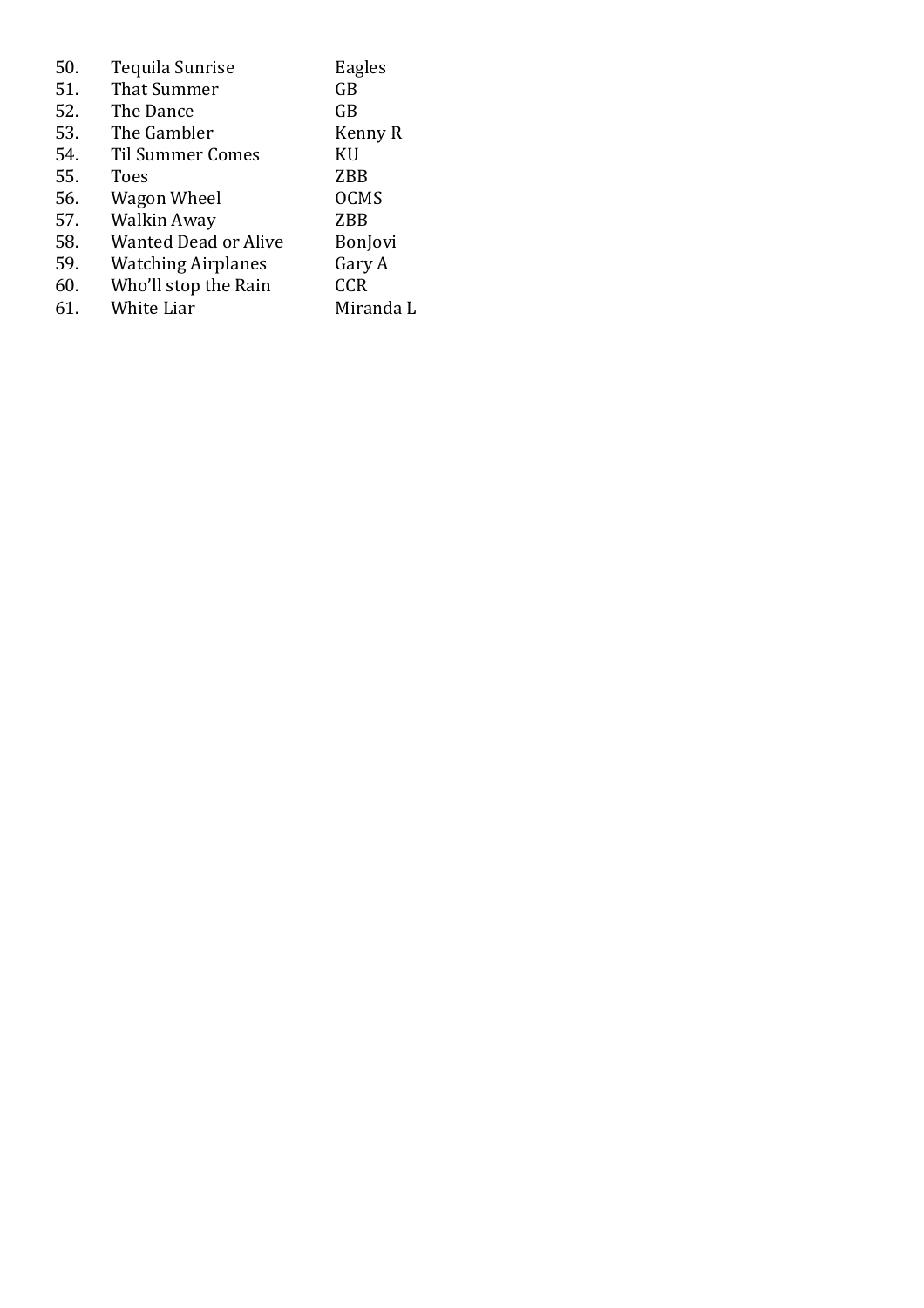| | | |
|---|---|---|
| 50. | Tequila Sunrise | Eagles |
| 51. | That Summer | GB |
| 52. | The Dance | GB |
| 53. | The Gambler | Kenny R |
| 54. | Til Summer Comes | KU |
| 55. | Toes | ZBB |
| 56. | Wagon Wheel | OCMS |
| 57. | Walkin Away | ZBB |
| 58. | Wanted Dead or Alive | BonJovi |
| 59. | Watching Airplanes | Gary A |
| 60. | Who'll stop the Rain | CCR |
| 61. | White Liar | Miranda L |